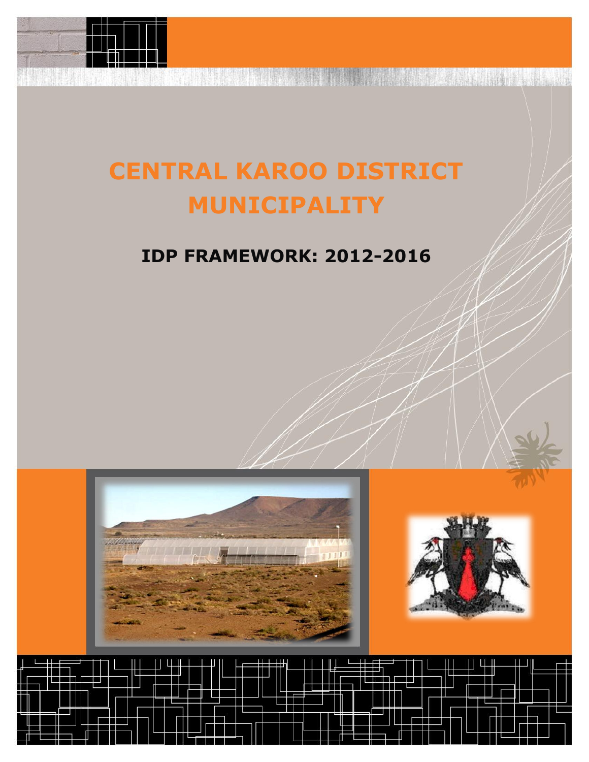# CENTRAL KAROO DISTRICT MUNICIPALITY

## IDP FRAMEWORK: 2012-2016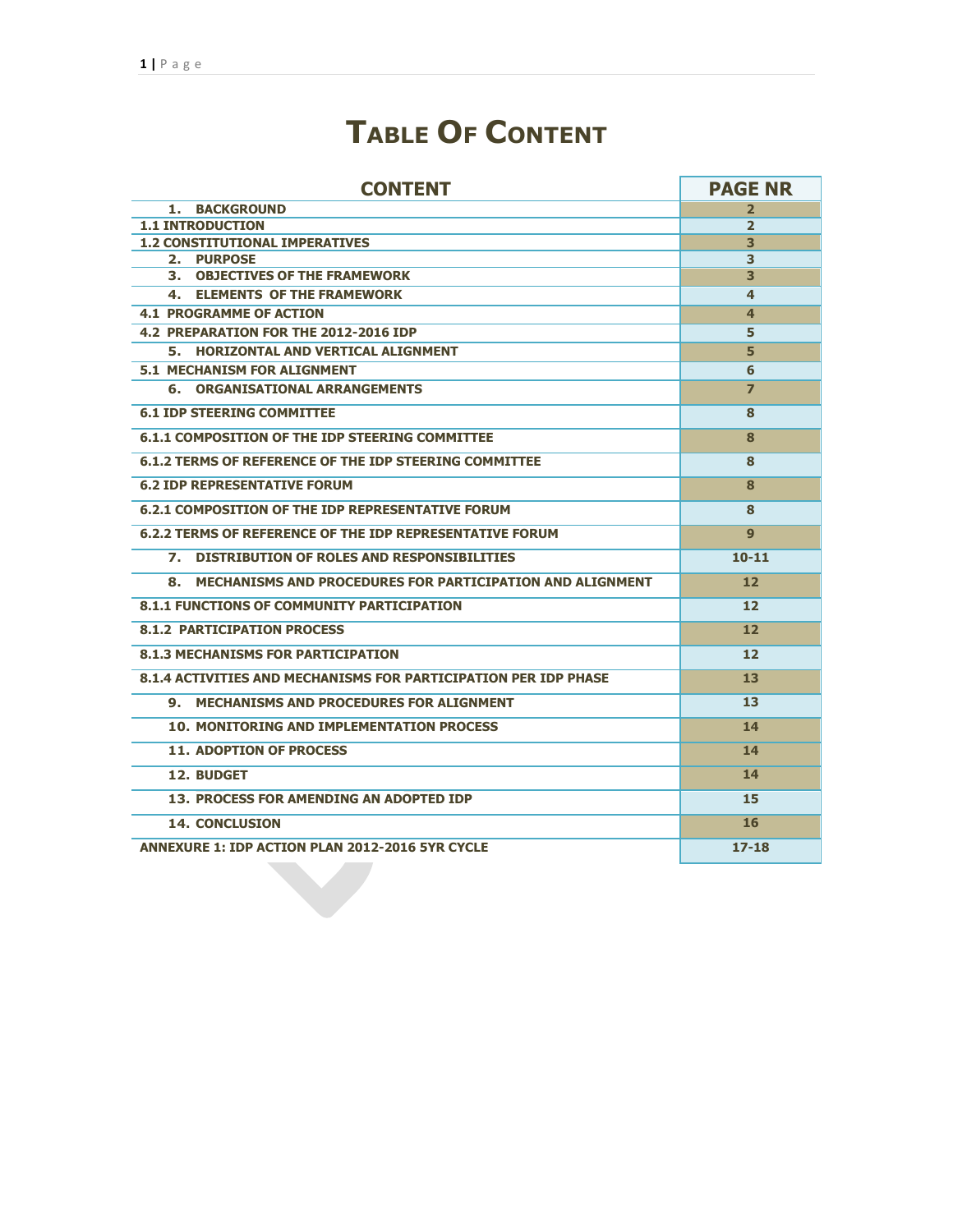# TABLE OF CONTENT

| CONTENT | PAGE NR |
|---|---|
| 1. BACKGROUND | 2 |
| 1.1 INTRODUCTION | 2 |
| 1.2 CONSTITUTIONAL IMPERATIVES | 3 |
| 2. PURPOSE | 3 |
| 3. OBJECTIVES OF THE FRAMEWORK | 3 |
| 4. ELEMENTS OF THE FRAMEWORK | 4 |
| 4.1 PROGRAMME OF ACTION | 4 |
| 4.2 PREPARATION FOR THE 2012-2016 IDP | 5 |
| 5. HORIZONTAL AND VERTICAL ALIGNMENT | 5 |
| 5.1 MECHANISM FOR ALIGNMENT | 6 |
| 6. ORGANISATIONAL ARRANGEMENTS | 7 |
| 6.1 IDP STEERING COMMITTEE | 8 |
| 6.1.1 COMPOSITION OF THE IDP STEERING COMMITTEE | 8 |
| 6.1.2 TERMS OF REFERENCE OF THE IDP STEERING COMMITTEE | 8 |
| 6.2 IDP REPRESENTATIVE FORUM | 8 |
| 6.2.1 COMPOSITION OF THE IDP REPRESENTATIVE FORUM | 8 |
| 6.2.2 TERMS OF REFERENCE OF THE IDP REPRESENTATIVE FORUM | 9 |
| 7. DISTRIBUTION OF ROLES AND RESPONSIBILITIES | 10-11 |
| 8. MECHANISMS AND PROCEDURES FOR PARTICIPATION AND ALIGNMENT | 12 |
| 8.1.1 FUNCTIONS OF COMMUNITY PARTICIPATION | 12 |
| 8.1.2 PARTICIPATION PROCESS | 12 |
| 8.1.3 MECHANISMS FOR PARTICIPATION | 12 |
| 8.1.4 ACTIVITIES AND MECHANISMS FOR PARTICIPATION PER IDP PHASE | 13 |
| 9. MECHANISMS AND PROCEDURES FOR ALIGNMENT | 13 |
| 10. MONITORING AND IMPLEMENTATION PROCESS | 14 |
| 11. ADOPTION OF PROCESS | 14 |
| 12. BUDGET | 14 |
| 13. PROCESS FOR AMENDING AN ADOPTED IDP | 15 |
| 14. CONCLUSION | 16 |
| ANNEXURE 1: IDP ACTION PLAN 2012-2016 5YR CYCLE | 17-18 |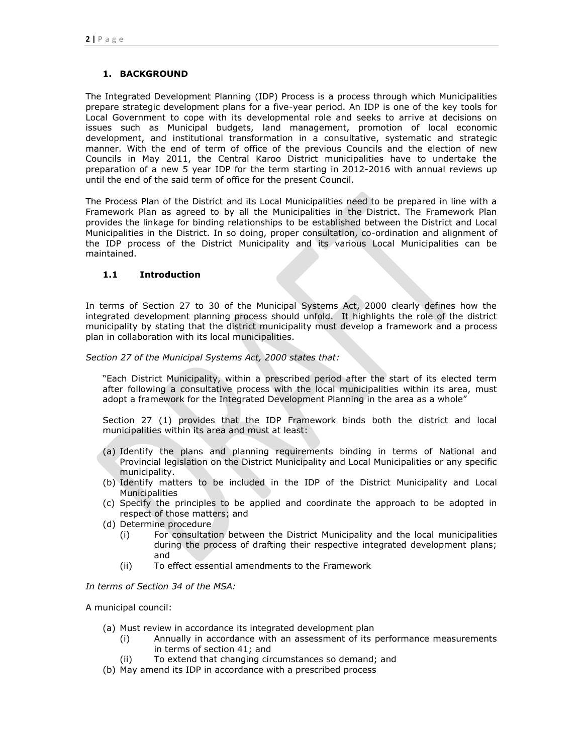## 1. BACKGROUND

The Integrated Development Planning (IDP) Process is a process through which Municipalities prepare strategic development plans for a five-year period. An IDP is one of the key tools for Local Government to cope with its developmental role and seeks to arrive at decisions on issues such as Municipal budgets, land management, promotion of local economic development, and institutional transformation in a consultative, systematic and strategic manner. With the end of term of office of the previous Councils and the election of new Councils in May 2011, the Central Karoo District municipalities have to undertake the preparation of a new 5 year IDP for the term starting in 2012-2016 with annual reviews up until the end of the said term of office for the present Council.

The Process Plan of the District and its Local Municipalities need to be prepared in line with a Framework Plan as agreed to by all the Municipalities in the District. The Framework Plan provides the linkage for binding relationships to be established between the District and Local Municipalities in the District. In so doing, proper consultation, co-ordination and alignment of the IDP process of the District Municipality and its various Local Municipalities can be maintained.

### 1.1 Introduction

In terms of Section 27 to 30 of the Municipal Systems Act, 2000 clearly defines how the integrated development planning process should unfold. It highlights the role of the district municipality by stating that the district municipality must develop a framework and a process plan in collaboration with its local municipalities.

*Section 27 of the Municipal Systems Act, 2000 states that:*

> "Each District Municipality, within a prescribed period after the start of its elected term after following a consultative process with the local municipalities within its area, must adopt a framework for the Integrated Development Planning in the area as a whole"
>
> Section 27 (1) provides that the IDP Framework binds both the district and local municipalities within its area and must at least:

(a) Identify the plans and planning requirements binding in terms of National and Provincial legislation on the District Municipality and Local Municipalities or any specific municipality.
(b) Identify matters to be included in the IDP of the District Municipality and Local Municipalities
(c) Specify the principles to be applied and coordinate the approach to be adopted in respect of those matters; and
(d) Determine procedure
    (i) For consultation between the District Municipality and the local municipalities during the process of drafting their respective integrated development plans; and
    (ii) To effect essential amendments to the Framework

*In terms of Section 34 of the MSA:*

A municipal council:

(a) Must review in accordance its integrated development plan
    (i) Annually in accordance with an assessment of its performance measurements in terms of section 41; and
    (ii) To extend that changing circumstances so demand; and
(b) May amend its IDP in accordance with a prescribed process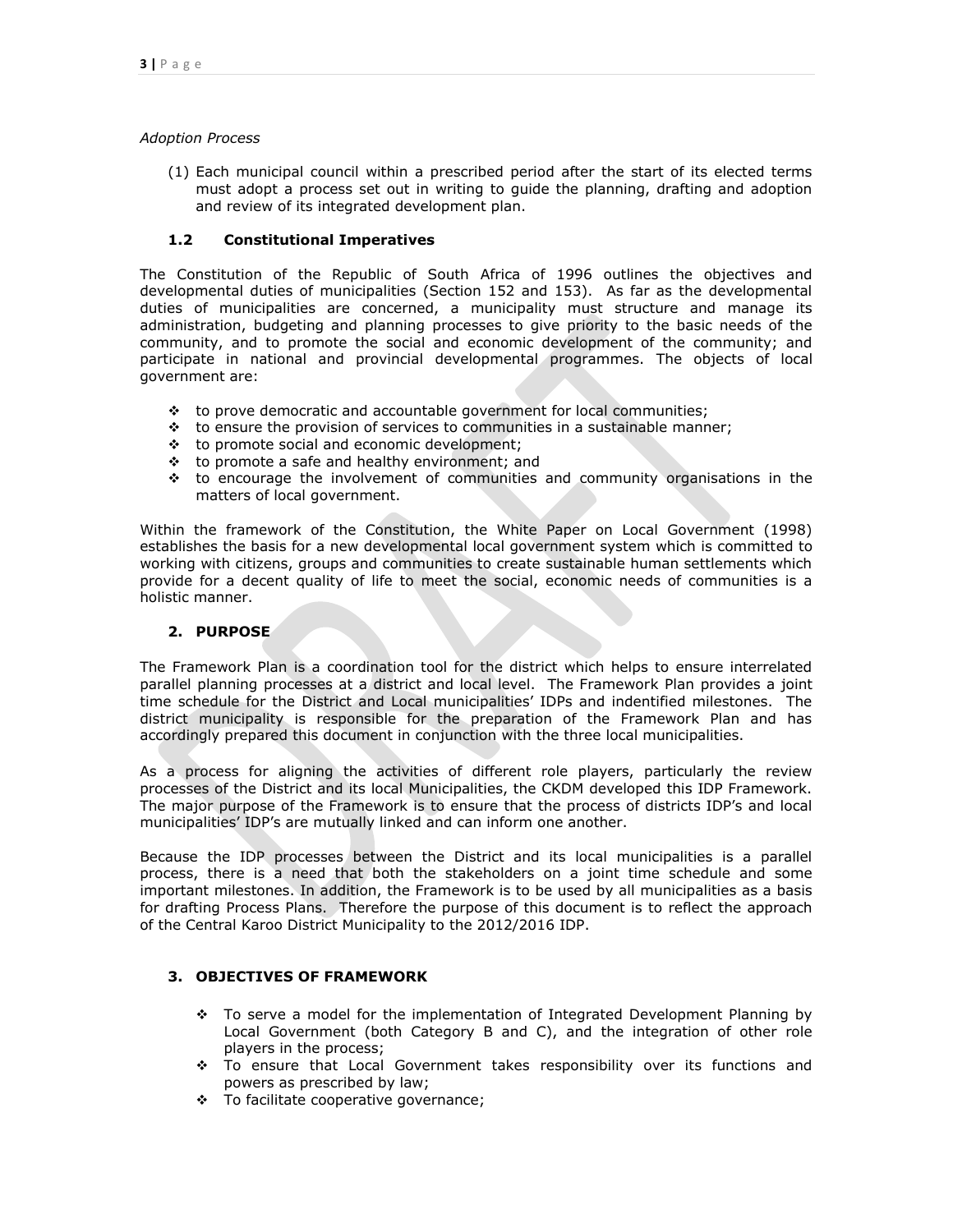*Adoption Process*

(1) Each municipal council within a prescribed period after the start of its elected terms must adopt a process set out in writing to guide the planning, drafting and adoption and review of its integrated development plan.

### 1.2 Constitutional Imperatives

The Constitution of the Republic of South Africa of 1996 outlines the objectives and developmental duties of municipalities (Section 152 and 153). As far as the developmental duties of municipalities are concerned, a municipality must structure and manage its administration, budgeting and planning processes to give priority to the basic needs of the community, and to promote the social and economic development of the community; and participate in national and provincial developmental programmes. The objects of local government are:

- to prove democratic and accountable government for local communities;
- to ensure the provision of services to communities in a sustainable manner;
- to promote social and economic development;
- to promote a safe and healthy environment; and
- to encourage the involvement of communities and community organisations in the matters of local government.

Within the framework of the Constitution, the White Paper on Local Government (1998) establishes the basis for a new developmental local government system which is committed to working with citizens, groups and communities to create sustainable human settlements which provide for a decent quality of life to meet the social, economic needs of communities is a holistic manner.

## 2. PURPOSE

The Framework Plan is a coordination tool for the district which helps to ensure interrelated parallel planning processes at a district and local level. The Framework Plan provides a joint time schedule for the District and Local municipalities' IDPs and indentified milestones. The district municipality is responsible for the preparation of the Framework Plan and has accordingly prepared this document in conjunction with the three local municipalities.

As a process for aligning the activities of different role players, particularly the review processes of the District and its local Municipalities, the CKDM developed this IDP Framework. The major purpose of the Framework is to ensure that the process of districts IDP's and local municipalities' IDP's are mutually linked and can inform one another.

Because the IDP processes between the District and its local municipalities is a parallel process, there is a need that both the stakeholders on a joint time schedule and some important milestones. In addition, the Framework is to be used by all municipalities as a basis for drafting Process Plans. Therefore the purpose of this document is to reflect the approach of the Central Karoo District Municipality to the 2012/2016 IDP.

## 3. OBJECTIVES OF FRAMEWORK

- To serve a model for the implementation of Integrated Development Planning by Local Government (both Category B and C), and the integration of other role players in the process;
- To ensure that Local Government takes responsibility over its functions and powers as prescribed by law;
- To facilitate cooperative governance;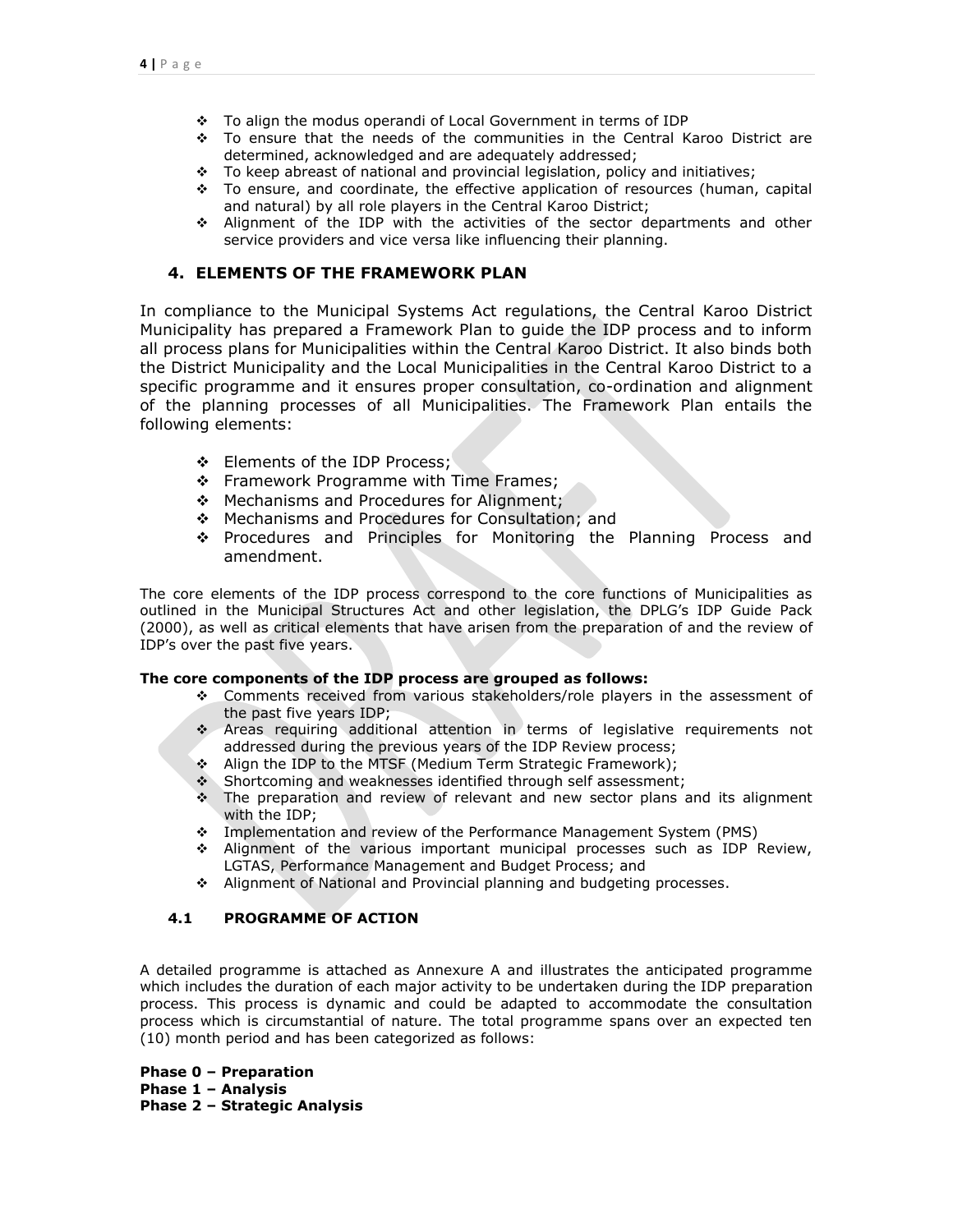- To align the modus operandi of Local Government in terms of IDP
- To ensure that the needs of the communities in the Central Karoo District are determined, acknowledged and are adequately addressed;
- To keep abreast of national and provincial legislation, policy and initiatives;
- To ensure, and coordinate, the effective application of resources (human, capital and natural) by all role players in the Central Karoo District;
- Alignment of the IDP with the activities of the sector departments and other service providers and vice versa like influencing their planning.

## 4. ELEMENTS OF THE FRAMEWORK PLAN

In compliance to the Municipal Systems Act regulations, the Central Karoo District Municipality has prepared a Framework Plan to guide the IDP process and to inform all process plans for Municipalities within the Central Karoo District. It also binds both the District Municipality and the Local Municipalities in the Central Karoo District to a specific programme and it ensures proper consultation, co-ordination and alignment of the planning processes of all Municipalities. The Framework Plan entails the following elements:

- Elements of the IDP Process;
- Framework Programme with Time Frames;
- Mechanisms and Procedures for Alignment;
- Mechanisms and Procedures for Consultation; and
- Procedures and Principles for Monitoring the Planning Process and amendment.

The core elements of the IDP process correspond to the core functions of Municipalities as outlined in the Municipal Structures Act and other legislation, the DPLG's IDP Guide Pack (2000), as well as critical elements that have arisen from the preparation of and the review of IDP's over the past five years.

**The core components of the IDP process are grouped as follows:**

- Comments received from various stakeholders/role players in the assessment of the past five years IDP;
- Areas requiring additional attention in terms of legislative requirements not addressed during the previous years of the IDP Review process;
- Align the IDP to the MTSF (Medium Term Strategic Framework);
- Shortcoming and weaknesses identified through self assessment;
- The preparation and review of relevant and new sector plans and its alignment with the IDP;
- Implementation and review of the Performance Management System (PMS)
- Alignment of the various important municipal processes such as IDP Review, LGTAS, Performance Management and Budget Process; and
- Alignment of National and Provincial planning and budgeting processes.

### 4.1 PROGRAMME OF ACTION

A detailed programme is attached as Annexure A and illustrates the anticipated programme which includes the duration of each major activity to be undertaken during the IDP preparation process. This process is dynamic and could be adapted to accommodate the consultation process which is circumstantial of nature. The total programme spans over an expected ten (10) month period and has been categorized as follows:

**Phase 0 – Preparation**
**Phase 1 – Analysis**
**Phase 2 – Strategic Analysis**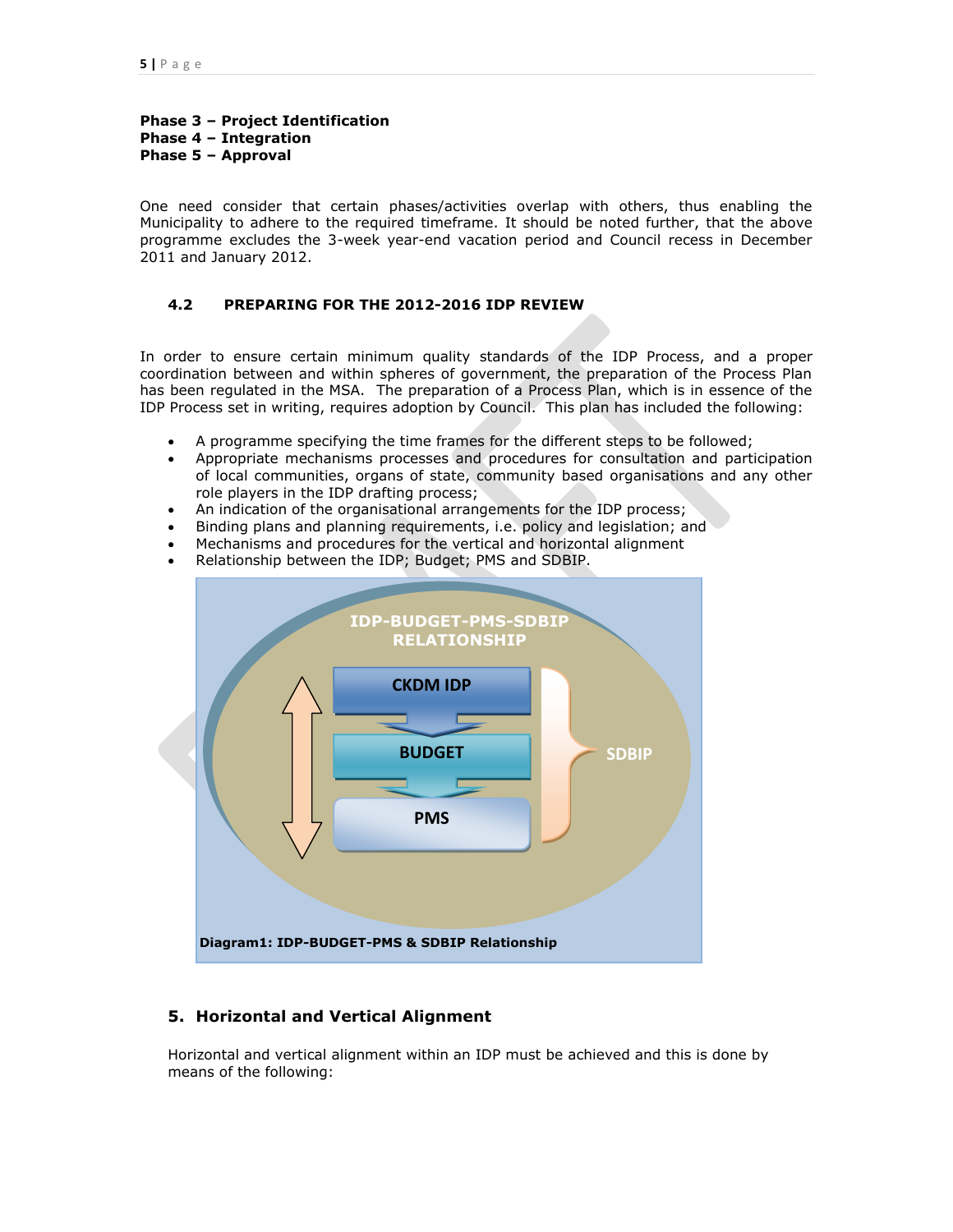**Phase 3 – Project Identification**
**Phase 4 – Integration**
**Phase 5 – Approval**

One need consider that certain phases/activities overlap with others, thus enabling the Municipality to adhere to the required timeframe. It should be noted further, that the above programme excludes the 3-week year-end vacation period and Council recess in December 2011 and January 2012.

### 4.2 PREPARING FOR THE 2012-2016 IDP REVIEW

In order to ensure certain minimum quality standards of the IDP Process, and a proper coordination between and within spheres of government, the preparation of the Process Plan has been regulated in the MSA. The preparation of a Process Plan, which is in essence of the IDP Process set in writing, requires adoption by Council. This plan has included the following:

- A programme specifying the time frames for the different steps to be followed;
- Appropriate mechanisms processes and procedures for consultation and participation of local communities, organs of state, community based organisations and any other role players in the IDP drafting process;
- An indication of the organisational arrangements for the IDP process;
- Binding plans and planning requirements, i.e. policy and legislation; and
- Mechanisms and procedures for the vertical and horizontal alignment
- Relationship between the IDP; Budget; PMS and SDBIP.

IDP-BUDGET-PMS-SDBIP RELATIONSHIP

CKDM IDP → BUDGET → PMS (SDBIP)

**Diagram1: IDP-BUDGET-PMS & SDBIP Relationship**

## 5. Horizontal and Vertical Alignment

Horizontal and vertical alignment within an IDP must be achieved and this is done by means of the following: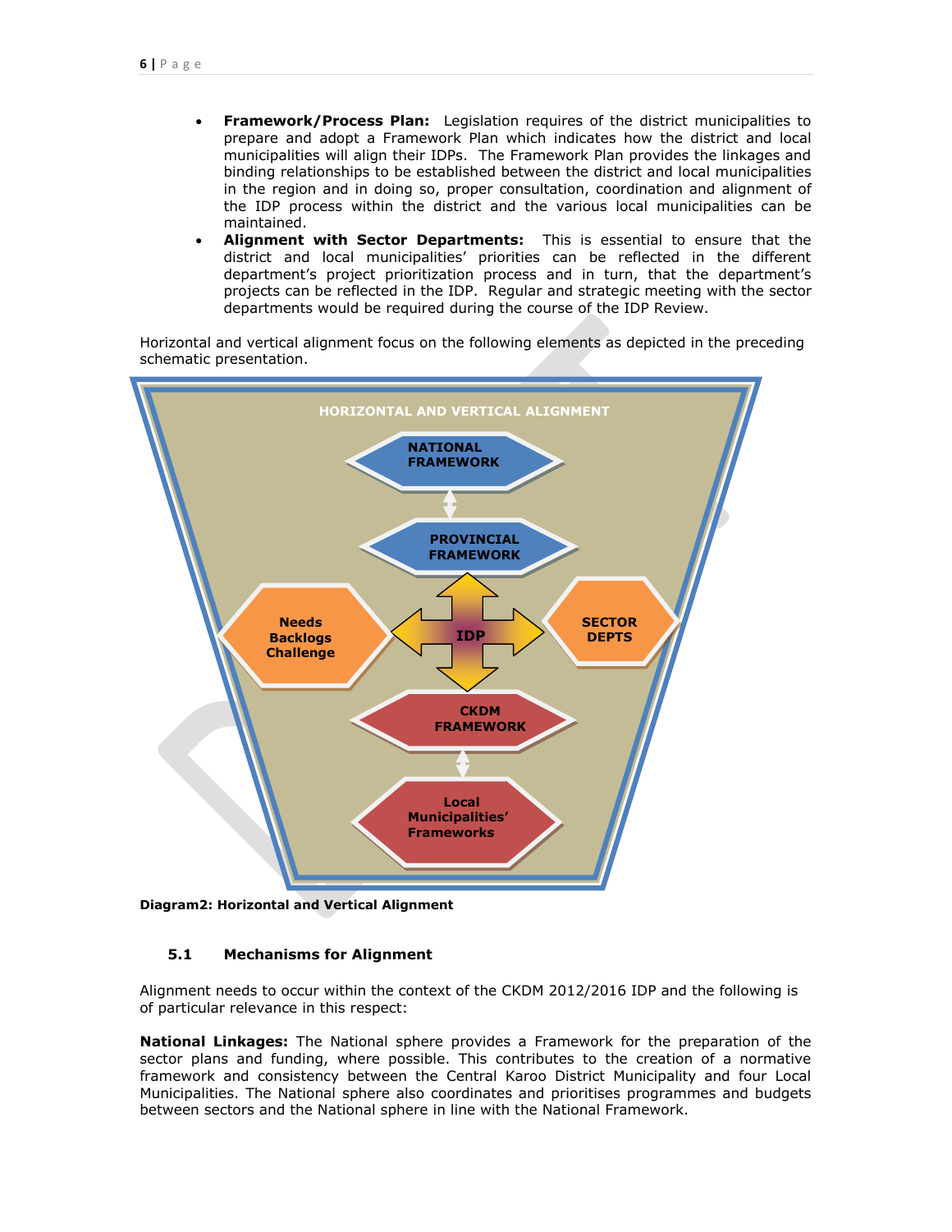- **Framework/Process Plan:** Legislation requires of the district municipalities to prepare and adopt a Framework Plan which indicates how the district and local municipalities will align their IDPs. The Framework Plan provides the linkages and binding relationships to be established between the district and local municipalities in the region and in doing so, proper consultation, coordination and alignment of the IDP process within the district and the various local municipalities can be maintained.
- **Alignment with Sector Departments:** This is essential to ensure that the district and local municipalities' priorities can be reflected in the different department's project prioritization process and in turn, that the department's projects can be reflected in the IDP. Regular and strategic meeting with the sector departments would be required during the course of the IDP Review.

Horizontal and vertical alignment focus on the following elements as depicted in the preceding schematic presentation.

HORIZONTAL AND VERTICAL ALIGNMENT

NATIONAL FRAMEWORK

PROVINCIAL FRAMEWORK

Needs Backlogs Challenge

IDP

SECTOR DEPTS

CKDM FRAMEWORK

Local Municipalities' Frameworks

**Diagram2: Horizontal and Vertical Alignment**

### 5.1 Mechanisms for Alignment

Alignment needs to occur within the context of the CKDM 2012/2016 IDP and the following is of particular relevance in this respect:

**National Linkages:** The National sphere provides a Framework for the preparation of the sector plans and funding, where possible. This contributes to the creation of a normative framework and consistency between the Central Karoo District Municipality and four Local Municipalities. The National sphere also coordinates and prioritises programmes and budgets between sectors and the National sphere in line with the National Framework.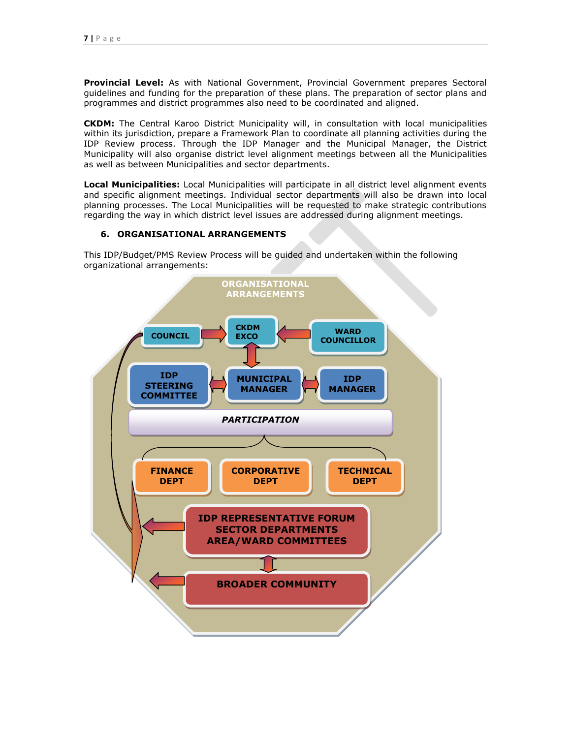**Provincial Level:** As with National Government, Provincial Government prepares Sectoral guidelines and funding for the preparation of these plans. The preparation of sector plans and programmes and district programmes also need to be coordinated and aligned.

**CKDM:** The Central Karoo District Municipality will, in consultation with local municipalities within its jurisdiction, prepare a Framework Plan to coordinate all planning activities during the IDP Review process. Through the IDP Manager and the Municipal Manager, the District Municipality will also organise district level alignment meetings between all the Municipalities as well as between Municipalities and sector departments.

**Local Municipalities:** Local Municipalities will participate in all district level alignment events and specific alignment meetings. Individual sector departments will also be drawn into local planning processes. The Local Municipalities will be requested to make strategic contributions regarding the way in which district level issues are addressed during alignment meetings.

## 6. ORGANISATIONAL ARRANGEMENTS

This IDP/Budget/PMS Review Process will be guided and undertaken within the following organizational arrangements:

ORGANISATIONAL ARRANGEMENTS

- COUNCIL
- CKDM EXCO
- WARD COUNCILLOR
- IDP STEERING COMMITTEE
- MUNICIPAL MANAGER
- IDP MANAGER
- *PARTICIPATION*
- FINANCE DEPT
- CORPORATIVE DEPT
- TECHNICAL DEPT
- IDP REPRESENTATIVE FORUM SECTOR DEPARTMENTS AREA/WARD COMMITTEES
- BROADER COMMUNITY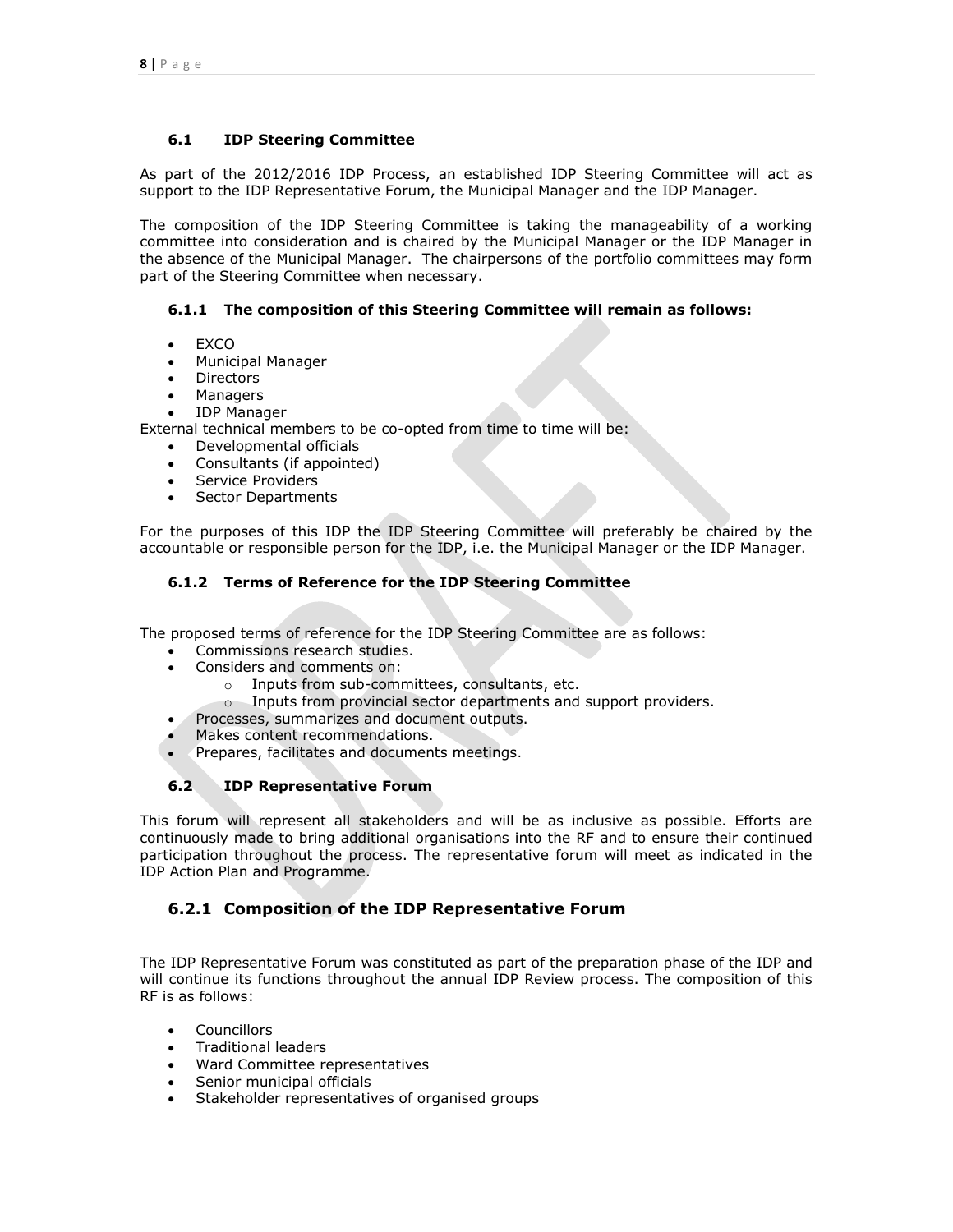### 6.1 IDP Steering Committee

As part of the 2012/2016 IDP Process, an established IDP Steering Committee will act as support to the IDP Representative Forum, the Municipal Manager and the IDP Manager.

The composition of the IDP Steering Committee is taking the manageability of a working committee into consideration and is chaired by the Municipal Manager or the IDP Manager in the absence of the Municipal Manager. The chairpersons of the portfolio committees may form part of the Steering Committee when necessary.

#### 6.1.1 The composition of this Steering Committee will remain as follows:

- EXCO
- Municipal Manager
- Directors
- Managers
- IDP Manager

External technical members to be co-opted from time to time will be:

- Developmental officials
- Consultants (if appointed)
- Service Providers
- Sector Departments

For the purposes of this IDP the IDP Steering Committee will preferably be chaired by the accountable or responsible person for the IDP, i.e. the Municipal Manager or the IDP Manager.

#### 6.1.2 Terms of Reference for the IDP Steering Committee

The proposed terms of reference for the IDP Steering Committee are as follows:

- Commissions research studies.
- Considers and comments on:
  - Inputs from sub-committees, consultants, etc.
  - Inputs from provincial sector departments and support providers.
- Processes, summarizes and document outputs.
- Makes content recommendations.
- Prepares, facilitates and documents meetings.

### 6.2 IDP Representative Forum

This forum will represent all stakeholders and will be as inclusive as possible. Efforts are continuously made to bring additional organisations into the RF and to ensure their continued participation throughout the process. The representative forum will meet as indicated in the IDP Action Plan and Programme.

## 6.2.1 Composition of the IDP Representative Forum

The IDP Representative Forum was constituted as part of the preparation phase of the IDP and will continue its functions throughout the annual IDP Review process. The composition of this RF is as follows:

- Councillors
- Traditional leaders
- Ward Committee representatives
- Senior municipal officials
- Stakeholder representatives of organised groups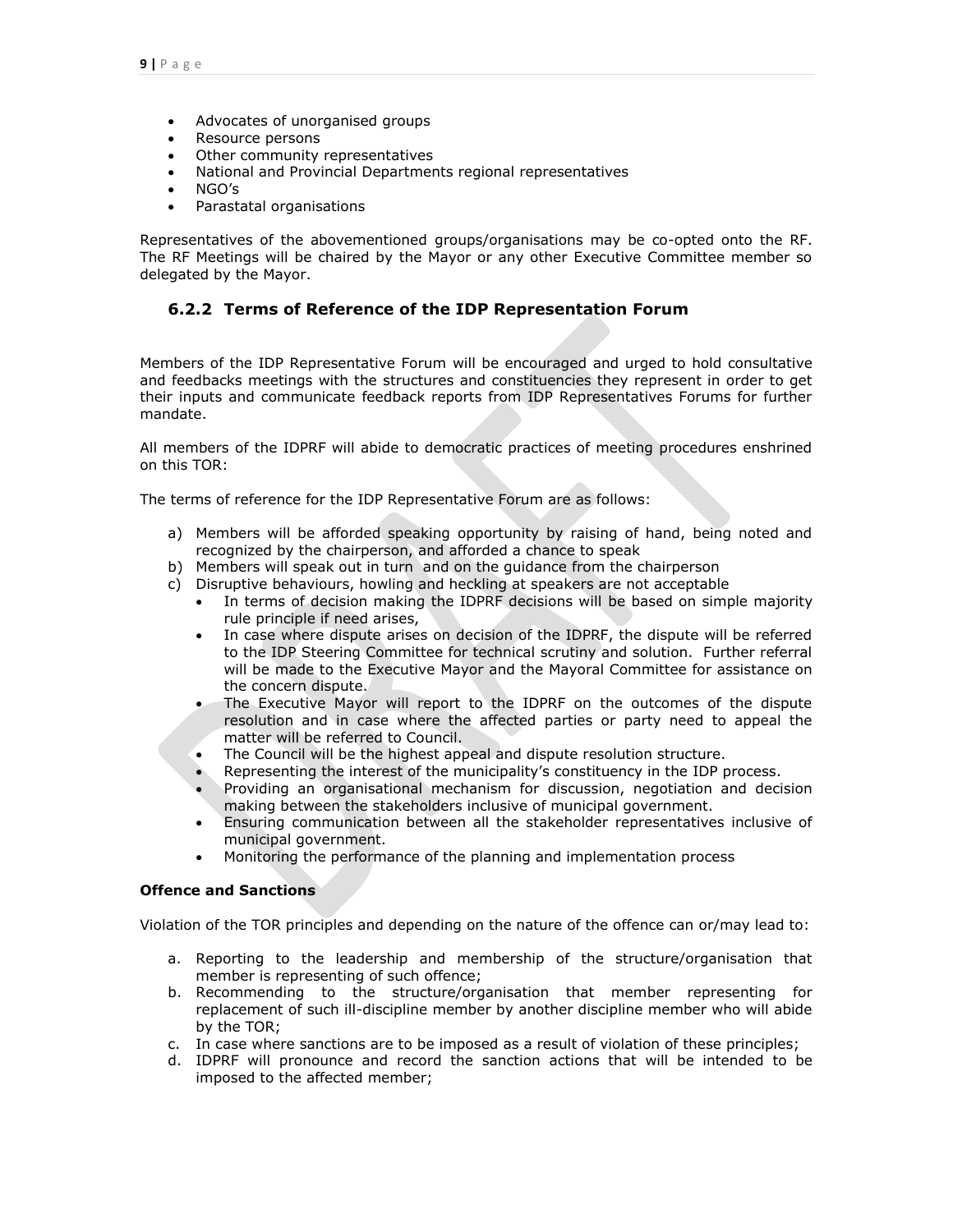- Advocates of unorganised groups
- Resource persons
- Other community representatives
- National and Provincial Departments regional representatives
- NGO's
- Parastatal organisations

Representatives of the abovementioned groups/organisations may be co-opted onto the RF. The RF Meetings will be chaired by the Mayor or any other Executive Committee member so delegated by the Mayor.

### 6.2.2 Terms of Reference of the IDP Representation Forum

Members of the IDP Representative Forum will be encouraged and urged to hold consultative and feedbacks meetings with the structures and constituencies they represent in order to get their inputs and communicate feedback reports from IDP Representatives Forums for further mandate.

All members of the IDPRF will abide to democratic practices of meeting procedures enshrined on this TOR:

The terms of reference for the IDP Representative Forum are as follows:

a) Members will be afforded speaking opportunity by raising of hand, being noted and recognized by the chairperson, and afforded a chance to speak
b) Members will speak out in turn and on the guidance from the chairperson
c) Disruptive behaviours, howling and heckling at speakers are not acceptable
   - In terms of decision making the IDPRF decisions will be based on simple majority rule principle if need arises,
   - In case where dispute arises on decision of the IDPRF, the dispute will be referred to the IDP Steering Committee for technical scrutiny and solution. Further referral will be made to the Executive Mayor and the Mayoral Committee for assistance on the concern dispute.
   - The Executive Mayor will report to the IDPRF on the outcomes of the dispute resolution and in case where the affected parties or party need to appeal the matter will be referred to Council.
   - The Council will be the highest appeal and dispute resolution structure.
   - Representing the interest of the municipality's constituency in the IDP process.
   - Providing an organisational mechanism for discussion, negotiation and decision making between the stakeholders inclusive of municipal government.
   - Ensuring communication between all the stakeholder representatives inclusive of municipal government.
   - Monitoring the performance of the planning and implementation process

**Offence and Sanctions**

Violation of the TOR principles and depending on the nature of the offence can or/may lead to:

a. Reporting to the leadership and membership of the structure/organisation that member is representing of such offence;
b. Recommending to the structure/organisation that member representing for replacement of such ill-discipline member by another discipline member who will abide by the TOR;
c. In case where sanctions are to be imposed as a result of violation of these principles;
d. IDPRF will pronounce and record the sanction actions that will be intended to be imposed to the affected member;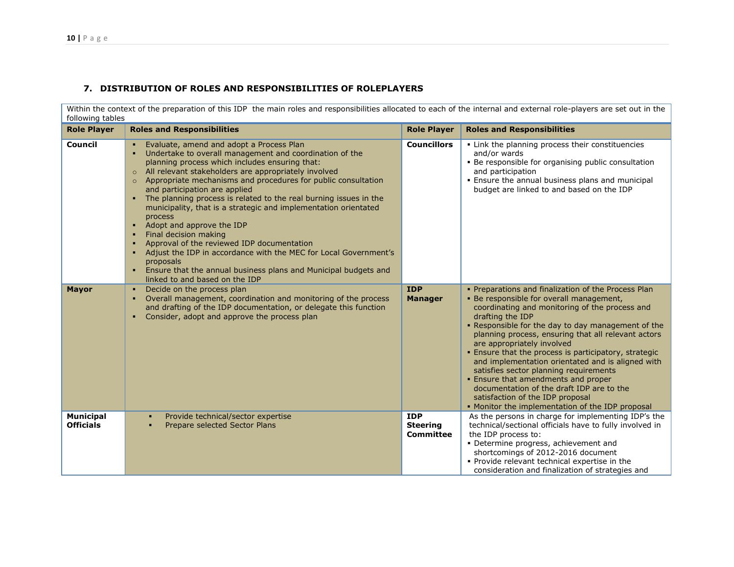## 7. DISTRIBUTION OF ROLES AND RESPONSIBILITIES OF ROLEPLAYERS

Within the context of the preparation of this IDP the main roles and responsibilities allocated to each of the internal and external role-players are set out in the following tables

| Role Player | Roles and Responsibilities | Role Player | Roles and Responsibilities |
|---|---|---|---|
| **Council** | ▪ Evaluate, amend and adopt a Process Plan<br>▪ Undertake to overall management and coordination of the planning process which includes ensuring that:<br>○ All relevant stakeholders are appropriately involved<br>○ Appropriate mechanisms and procedures for public consultation and participation are applied<br>▪ The planning process is related to the real burning issues in the municipality, that is a strategic and implementation orientated process<br>▪ Adopt and approve the IDP<br>▪ Final decision making<br>▪ Approval of the reviewed IDP documentation<br>▪ Adjust the IDP in accordance with the MEC for Local Government's proposals<br>▪ Ensure that the annual business plans and Municipal budgets and linked to and based on the IDP | **Councillors** | ▪ Link the planning process their constituencies and/or wards<br>▪ Be responsible for organising public consultation and participation<br>▪ Ensure the annual business plans and municipal budget are linked to and based on the IDP |
| **Mayor** | ▪ Decide on the process plan<br>▪ Overall management, coordination and monitoring of the process and drafting of the IDP documentation, or delegate this function<br>▪ Consider, adopt and approve the process plan | **IDP Manager** | ▪ Preparations and finalization of the Process Plan<br>▪ Be responsible for overall management, coordinating and monitoring of the process and drafting the IDP<br>▪ Responsible for the day to day management of the planning process, ensuring that all relevant actors are appropriately involved<br>▪ Ensure that the process is participatory, strategic and implementation orientated and is aligned with satisfies sector planning requirements<br>▪ Ensure that amendments and proper documentation of the draft IDP are to the satisfaction of the IDP proposal<br>▪ Monitor the implementation of the IDP proposal |
| **Municipal Officials** | ▪ Provide technical/sector expertise<br>▪ Prepare selected Sector Plans | **IDP Steering Committee** | As the persons in charge for implementing IDP's the technical/sectional officials have to fully involved in the IDP process to:<br>▪ Determine progress, achievement and shortcomings of 2012-2016 document<br>▪ Provide relevant technical expertise in the consideration and finalization of strategies and |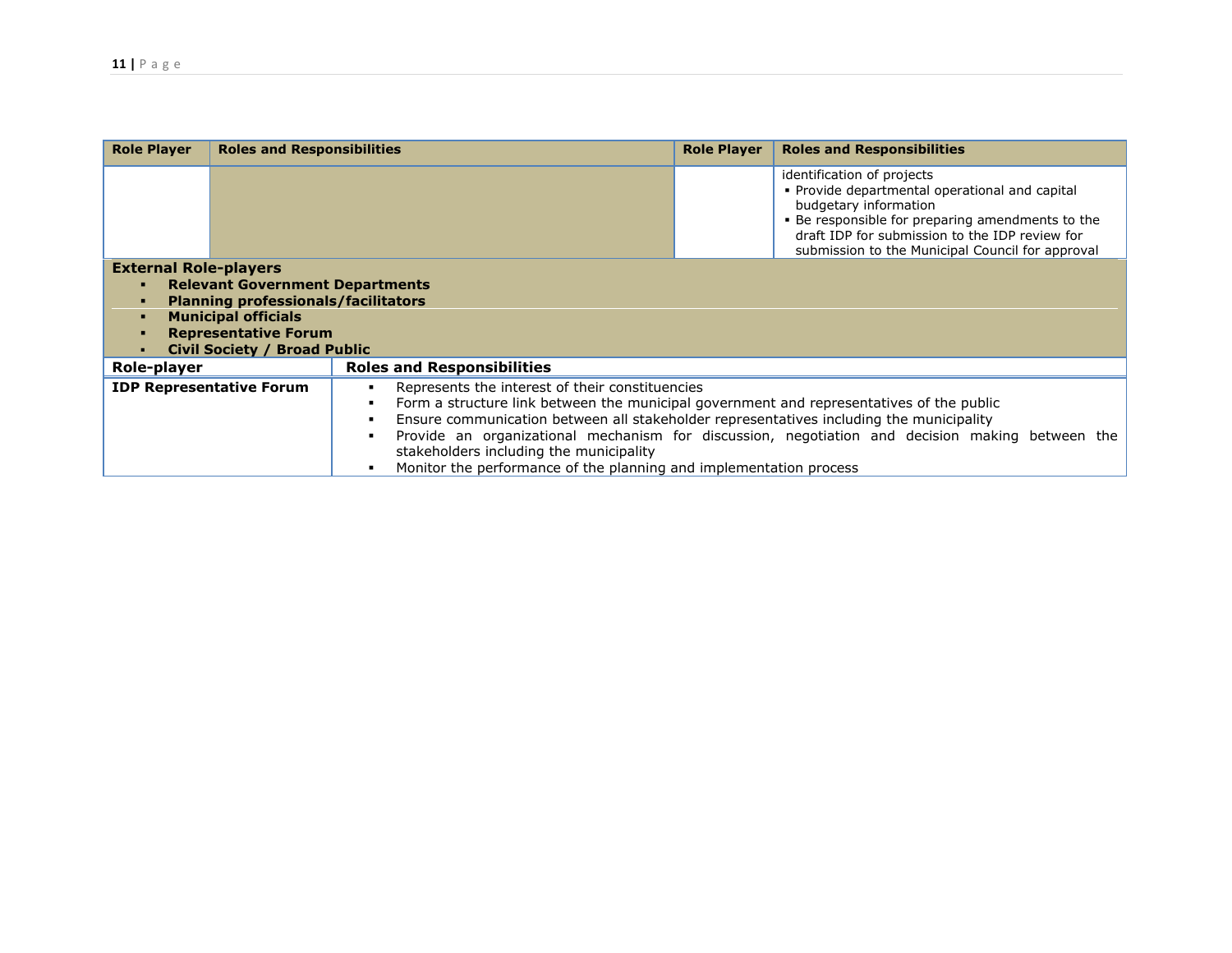| Role Player | Roles and Responsibilities | Role Player | Roles and Responsibilities |
|---|---|---|---|
| | | | identification of projects<br>▪ Provide departmental operational and capital budgetary information<br>▪ Be responsible for preparing amendments to the draft IDP for submission to the IDP review for submission to the Municipal Council for approval |

**External Role-players**

- **Relevant Government Departments**
- **Planning professionals/facilitators**
- **Municipal officials**
- **Representative Forum**
- **Civil Society / Broad Public**

| Role-player | Roles and Responsibilities |
|---|---|
| **IDP Representative Forum** | ▪ Represents the interest of their constituencies<br>▪ Form a structure link between the municipal government and representatives of the public<br>▪ Ensure communication between all stakeholder representatives including the municipality<br>▪ Provide an organizational mechanism for discussion, negotiation and decision making between the stakeholders including the municipality<br>▪ Monitor the performance of the planning and implementation process |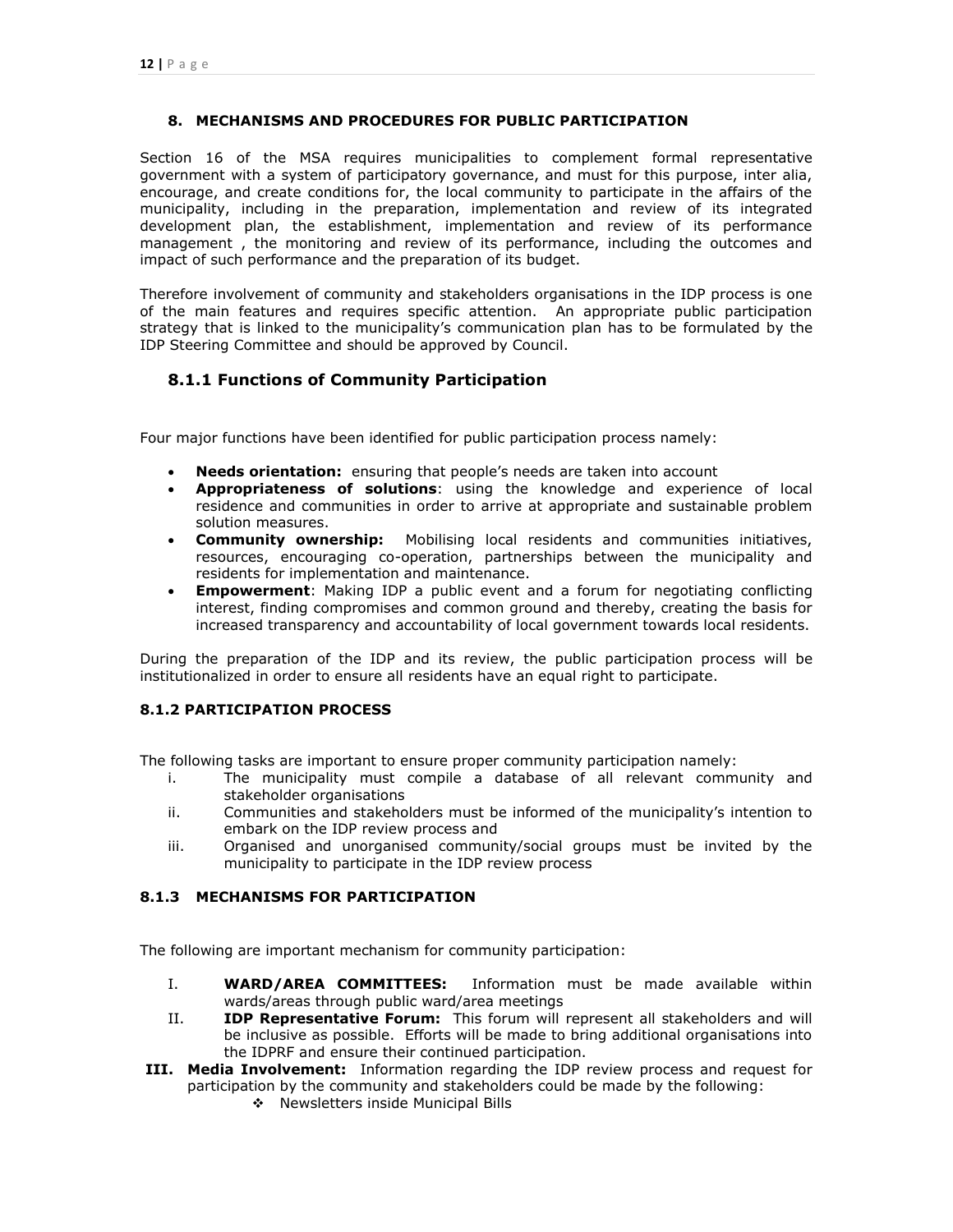## 8. MECHANISMS AND PROCEDURES FOR PUBLIC PARTICIPATION

Section 16 of the MSA requires municipalities to complement formal representative government with a system of participatory governance, and must for this purpose, inter alia, encourage, and create conditions for, the local community to participate in the affairs of the municipality, including in the preparation, implementation and review of its integrated development plan, the establishment, implementation and review of its performance management , the monitoring and review of its performance, including the outcomes and impact of such performance and the preparation of its budget.

Therefore involvement of community and stakeholders organisations in the IDP process is one of the main features and requires specific attention. An appropriate public participation strategy that is linked to the municipality's communication plan has to be formulated by the IDP Steering Committee and should be approved by Council.

### 8.1.1 Functions of Community Participation

Four major functions have been identified for public participation process namely:

- **Needs orientation:** ensuring that people's needs are taken into account
- **Appropriateness of solutions**: using the knowledge and experience of local residence and communities in order to arrive at appropriate and sustainable problem solution measures.
- **Community ownership:** Mobilising local residents and communities initiatives, resources, encouraging co-operation, partnerships between the municipality and residents for implementation and maintenance.
- **Empowerment**: Making IDP a public event and a forum for negotiating conflicting interest, finding compromises and common ground and thereby, creating the basis for increased transparency and accountability of local government towards local residents.

During the preparation of the IDP and its review, the public participation process will be institutionalized in order to ensure all residents have an equal right to participate.

### 8.1.2 PARTICIPATION PROCESS

The following tasks are important to ensure proper community participation namely:

i. The municipality must compile a database of all relevant community and stakeholder organisations
ii. Communities and stakeholders must be informed of the municipality's intention to embark on the IDP review process and
iii. Organised and unorganised community/social groups must be invited by the municipality to participate in the IDP review process

### 8.1.3 MECHANISMS FOR PARTICIPATION

The following are important mechanism for community participation:

I. **WARD/AREA COMMITTEES:** Information must be made available within wards/areas through public ward/area meetings
II. **IDP Representative Forum:** This forum will represent all stakeholders and will be inclusive as possible. Efforts will be made to bring additional organisations into the IDPRF and ensure their continued participation.
**III. Media Involvement:** Information regarding the IDP review process and request for participation by the community and stakeholders could be made by the following:
- Newsletters inside Municipal Bills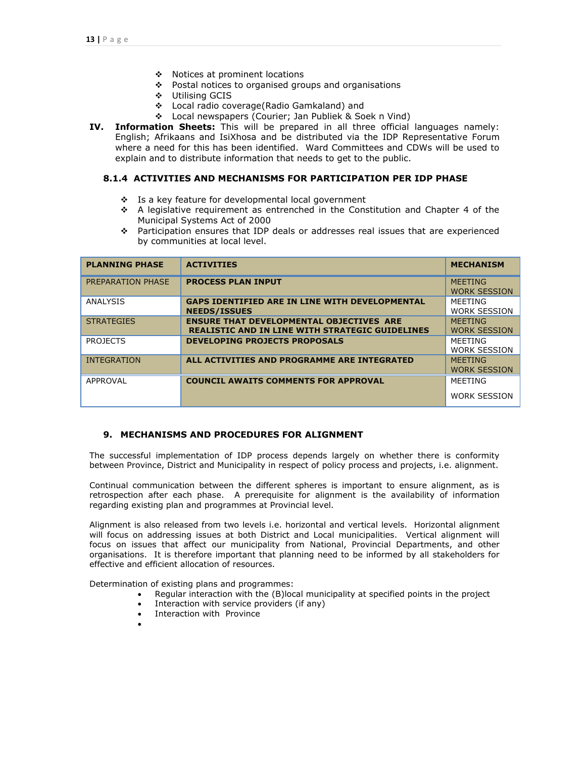- Notices at prominent locations
- Postal notices to organised groups and organisations
- Utilising GCIS
- Local radio coverage(Radio Gamkaland) and
- Local newspapers (Courier; Jan Publiek & Soek n Vind)

**IV. Information Sheets:** This will be prepared in all three official languages namely: English; Afrikaans and IsiXhosa and be distributed via the IDP Representative Forum where a need for this has been identified. Ward Committees and CDWs will be used to explain and to distribute information that needs to get to the public.

### 8.1.4 ACTIVITIES AND MECHANISMS FOR PARTICIPATION PER IDP PHASE

- Is a key feature for developmental local government
- A legislative requirement as entrenched in the Constitution and Chapter 4 of the Municipal Systems Act of 2000
- Participation ensures that IDP deals or addresses real issues that are experienced by communities at local level.

| PLANNING PHASE | ACTIVITIES | MECHANISM |
|---|---|---|
| PREPARATION PHASE | **PROCESS PLAN INPUT** | MEETING<br>WORK SESSION |
| ANALYSIS | **GAPS IDENTIFIED ARE IN LINE WITH DEVELOPMENTAL NEEDS/ISSUES** | MEETING<br>WORK SESSION |
| STRATEGIES | **ENSURE THAT DEVELOPMENTAL OBJECTIVES ARE REALISTIC AND IN LINE WITH STRATEGIC GUIDELINES** | MEETING<br>WORK SESSION |
| PROJECTS | **DEVELOPING PROJECTS PROPOSALS** | MEETING<br>WORK SESSION |
| INTEGRATION | **ALL ACTIVITIES AND PROGRAMME ARE INTEGRATED** | MEETING<br>WORK SESSION |
| APPROVAL | **COUNCIL AWAITS COMMENTS FOR APPROVAL** | MEETING<br>WORK SESSION |

## 9. MECHANISMS AND PROCEDURES FOR ALIGNMENT

The successful implementation of IDP process depends largely on whether there is conformity between Province, District and Municipality in respect of policy process and projects, i.e. alignment.

Continual communication between the different spheres is important to ensure alignment, as is retrospection after each phase. A prerequisite for alignment is the availability of information regarding existing plan and programmes at Provincial level.

Alignment is also released from two levels i.e. horizontal and vertical levels. Horizontal alignment will focus on addressing issues at both District and Local municipalities. Vertical alignment will focus on issues that affect our municipality from National, Provincial Departments, and other organisations. It is therefore important that planning need to be informed by all stakeholders for effective and efficient allocation of resources.

Determination of existing plans and programmes:

- Regular interaction with the (B)local municipality at specified points in the project
- Interaction with service providers (if any)
- Interaction with Province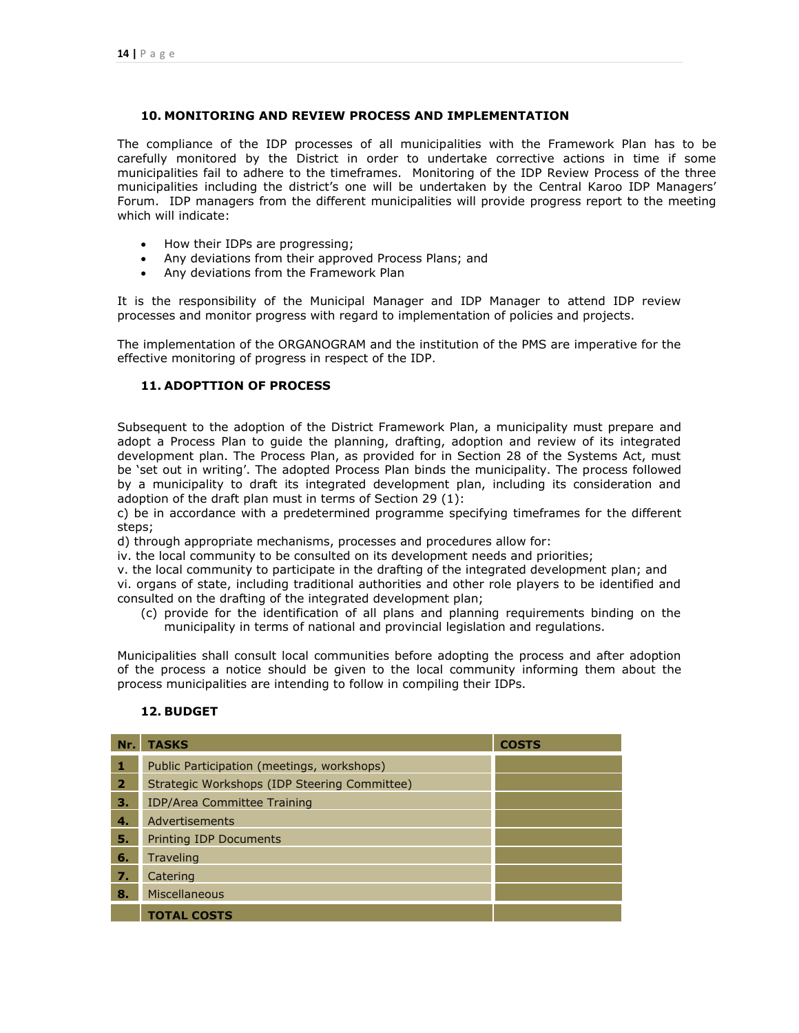## 10. MONITORING AND REVIEW PROCESS AND IMPLEMENTATION

The compliance of the IDP processes of all municipalities with the Framework Plan has to be carefully monitored by the District in order to undertake corrective actions in time if some municipalities fail to adhere to the timeframes. Monitoring of the IDP Review Process of the three municipalities including the district's one will be undertaken by the Central Karoo IDP Managers' Forum. IDP managers from the different municipalities will provide progress report to the meeting which will indicate:

- How their IDPs are progressing;
- Any deviations from their approved Process Plans; and
- Any deviations from the Framework Plan

It is the responsibility of the Municipal Manager and IDP Manager to attend IDP review processes and monitor progress with regard to implementation of policies and projects.

The implementation of the ORGANOGRAM and the institution of the PMS are imperative for the effective monitoring of progress in respect of the IDP.

## 11. ADOPTTION OF PROCESS

Subsequent to the adoption of the District Framework Plan, a municipality must prepare and adopt a Process Plan to guide the planning, drafting, adoption and review of its integrated development plan. The Process Plan, as provided for in Section 28 of the Systems Act, must be 'set out in writing'. The adopted Process Plan binds the municipality. The process followed by a municipality to draft its integrated development plan, including its consideration and adoption of the draft plan must in terms of Section 29 (1):

c) be in accordance with a predetermined programme specifying timeframes for the different steps;

d) through appropriate mechanisms, processes and procedures allow for:

iv. the local community to be consulted on its development needs and priorities;

v. the local community to participate in the drafting of the integrated development plan; and

vi. organs of state, including traditional authorities and other role players to be identified and consulted on the drafting of the integrated development plan;

(c) provide for the identification of all plans and planning requirements binding on the municipality in terms of national and provincial legislation and regulations.

Municipalities shall consult local communities before adopting the process and after adoption of the process a notice should be given to the local community informing them about the process municipalities are intending to follow in compiling their IDPs.

## 12. BUDGET

| Nr. | TASKS | COSTS |
|---|---|---|
| 1 | Public Participation (meetings, workshops) | |
| 2 | Strategic Workshops (IDP Steering Committee) | |
| 3. | IDP/Area Committee Training | |
| 4. | Advertisements | |
| 5. | Printing IDP Documents | |
| 6. | Traveling | |
| 7. | Catering | |
| 8. | Miscellaneous | |
| | **TOTAL COSTS** | |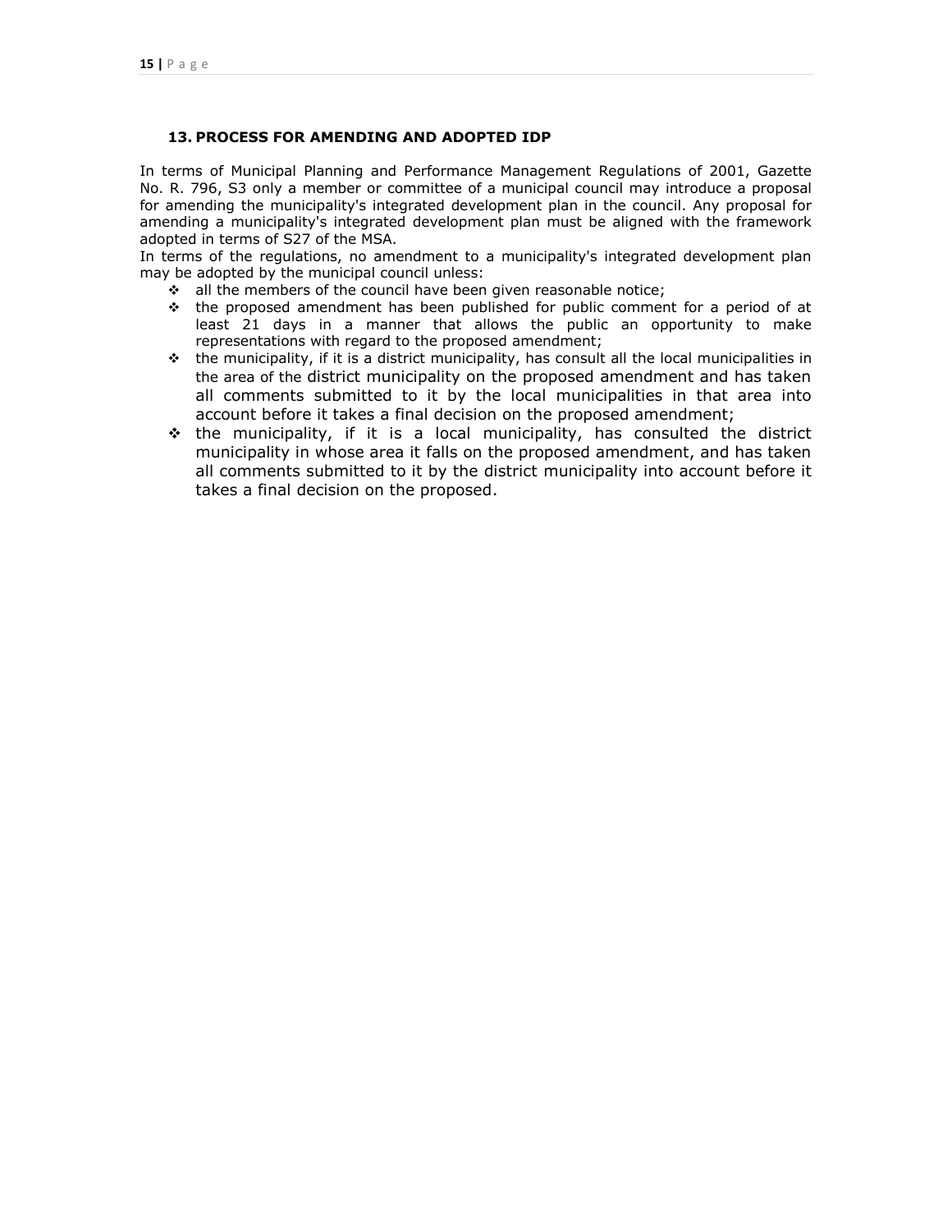## 13. PROCESS FOR AMENDING AND ADOPTED IDP

In terms of Municipal Planning and Performance Management Regulations of 2001, Gazette No. R. 796, S3 only a member or committee of a municipal council may introduce a proposal for amending the municipality's integrated development plan in the council. Any proposal for amending a municipality's integrated development plan must be aligned with the framework adopted in terms of S27 of the MSA.

In terms of the regulations, no amendment to a municipality's integrated development plan may be adopted by the municipal council unless:

- all the members of the council have been given reasonable notice;
- the proposed amendment has been published for public comment for a period of at least 21 days in a manner that allows the public an opportunity to make representations with regard to the proposed amendment;
- the municipality, if it is a district municipality, has consult all the local municipalities in the area of the district municipality on the proposed amendment and has taken all comments submitted to it by the local municipalities in that area into account before it takes a final decision on the proposed amendment;
- the municipality, if it is a local municipality, has consulted the district municipality in whose area it falls on the proposed amendment, and has taken all comments submitted to it by the district municipality into account before it takes a final decision on the proposed.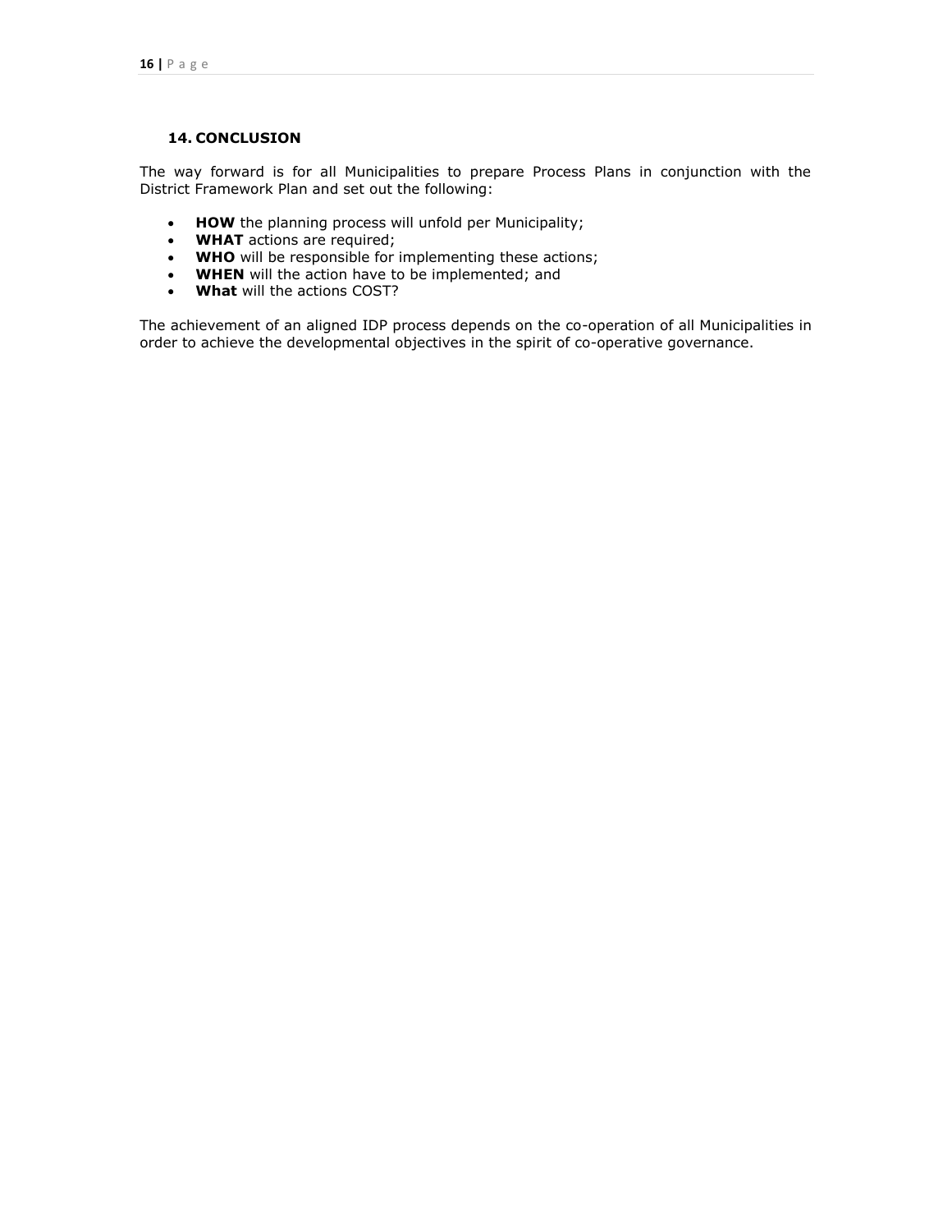## 14. CONCLUSION

The way forward is for all Municipalities to prepare Process Plans in conjunction with the District Framework Plan and set out the following:

- **HOW** the planning process will unfold per Municipality;
- **WHAT** actions are required;
- **WHO** will be responsible for implementing these actions;
- **WHEN** will the action have to be implemented; and
- **What** will the actions COST?

The achievement of an aligned IDP process depends on the co-operation of all Municipalities in order to achieve the developmental objectives in the spirit of co-operative governance.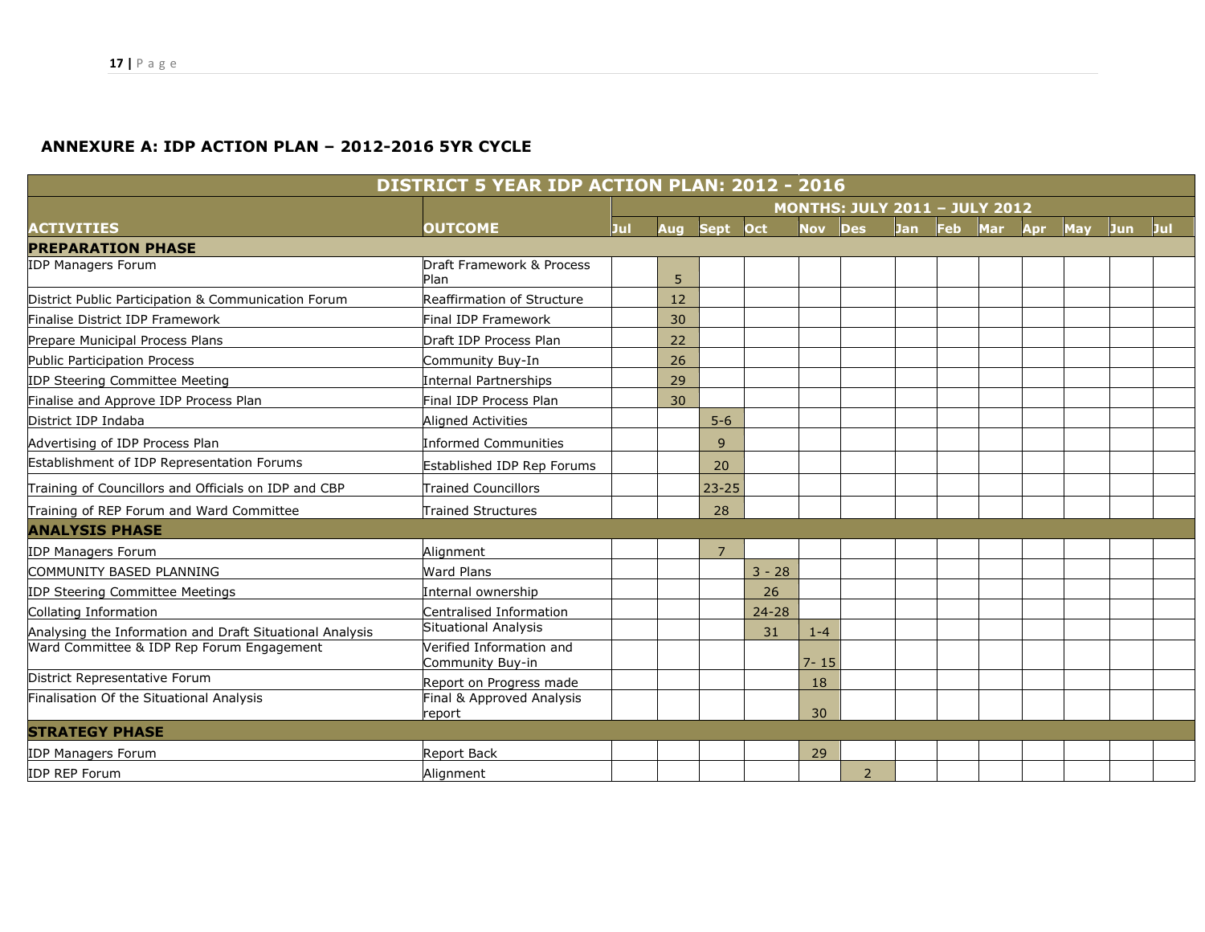## ANNEXURE A: IDP ACTION PLAN – 2012-2016 5YR CYCLE

| DISTRICT 5 YEAR IDP ACTION PLAN: 2012 - 2016 | | | | | | | | | | | | | | |
|---|---|---|---|---|---|---|---|---|---|---|---|---|---|---|
| | | MONTHS: JULY 2011 – JULY 2012 | | | | | | | | | | | | |
| ACTIVITIES | OUTCOME | Jul | Aug | Sept | Oct | Nov | Des | Jan | Feb | Mar | Apr | May | Jun | Jul |
| **PREPARATION PHASE** | | | | | | | | | | | | | | |
| IDP Managers Forum | Draft Framework & Process Plan | | 5 | | | | | | | | | | | |
| District Public Participation & Communication Forum | Reaffirmation of Structure | | 12 | | | | | | | | | | | |
| Finalise District IDP Framework | Final IDP Framework | | 30 | | | | | | | | | | | |
| Prepare Municipal Process Plans | Draft IDP Process Plan | | 22 | | | | | | | | | | | |
| Public Participation Process | Community Buy-In | | 26 | | | | | | | | | | | |
| IDP Steering Committee Meeting | Internal Partnerships | | 29 | | | | | | | | | | | |
| Finalise and Approve IDP Process Plan | Final IDP Process Plan | | 30 | | | | | | | | | | | |
| District IDP Indaba | Aligned Activities | | | 5-6 | | | | | | | | | | |
| Advertising of IDP Process Plan | Informed Communities | | | 9 | | | | | | | | | | |
| Establishment of IDP Representation Forums | Established IDP Rep Forums | | | 20 | | | | | | | | | | |
| Training of Councillors and Officials on IDP and CBP | Trained Councillors | | | 23-25 | | | | | | | | | | |
| Training of REP Forum and Ward Committee | Trained Structures | | | 28 | | | | | | | | | | |
| **ANALYSIS PHASE** | | | | | | | | | | | | | | |
| IDP Managers Forum | Alignment | | | 7 | | | | | | | | | | |
| COMMUNITY BASED PLANNING | Ward Plans | | | | 3 - 28 | | | | | | | | | |
| IDP Steering Committee Meetings | Internal ownership | | | | 26 | | | | | | | | | |
| Collating Information | Centralised Information | | | | 24-28 | | | | | | | | | |
| Analysing the Information and Draft Situational Analysis | Situational Analysis | | | | 31 | 1-4 | | | | | | | | |
| Ward Committee & IDP Rep Forum Engagement | Verified Information and Community Buy-in | | | | | 7- 15 | | | | | | | | |
| District Representative Forum | Report on Progress made | | | | | 18 | | | | | | | | |
| Finalisation Of the Situational Analysis | Final & Approved Analysis report | | | | | 30 | | | | | | | | |
| **STRATEGY PHASE** | | | | | | | | | | | | | | |
| IDP Managers Forum | Report Back | | | | | 29 | | | | | | | | |
| IDP REP Forum | Alignment | | | | | | 2 | | | | | | | |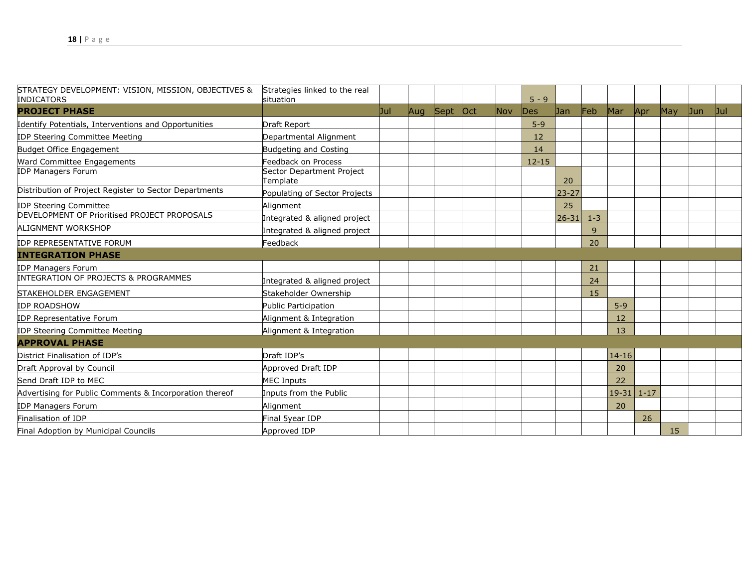| | | | | | | | | | | | | | | |
|---|---|---|---|---|---|---|---|---|---|---|---|---|---|---|
| STRATEGY DEVELOPMENT: VISION, MISSION, OBJECTIVES & INDICATORS | Strategies linked to the real situation | | | | | | 5 - 9 | | | | | | | |
| **PROJECT PHASE** | | Jul | Aug | Sept | Oct | Nov | Des | Jan | Feb | Mar | Apr | May | Jun | Jul |
| Identify Potentials, Interventions and Opportunities | Draft Report | | | | | | 5-9 | | | | | | | |
| IDP Steering Committee Meeting | Departmental Alignment | | | | | | 12 | | | | | | | |
| Budget Office Engagement | Budgeting and Costing | | | | | | 14 | | | | | | | |
| Ward Committee Engagements | Feedback on Process | | | | | | 12-15 | | | | | | | |
| IDP Managers Forum | Sector Department Project Template | | | | | | | 20 | | | | | | |
| Distribution of Project Register to Sector Departments | Populating of Sector Projects | | | | | | | 23-27 | | | | | | |
| IDP Steering Committee | Alignment | | | | | | | 25 | | | | | | |
| DEVELOPMENT OF Prioritised PROJECT PROPOSALS | Integrated & aligned project | | | | | | | 26-31 | 1-3 | | | | | |
| ALIGNMENT WORKSHOP | Integrated & aligned project | | | | | | | | 9 | | | | | |
| IDP REPRESENTATIVE FORUM | Feedback | | | | | | | | 20 | | | | | |
| **INTEGRATION PHASE** | | | | | | | | | | | | | | |
| IDP Managers Forum | | | | | | | | | 21 | | | | | |
| INTEGRATION OF PROJECTS & PROGRAMMES | Integrated & aligned project | | | | | | | | 24 | | | | | |
| STAKEHOLDER ENGAGEMENT | Stakeholder Ownership | | | | | | | | 15 | | | | | |
| IDP ROADSHOW | Public Participation | | | | | | | | | 5-9 | | | | |
| IDP Representative Forum | Alignment & Integration | | | | | | | | | 12 | | | | |
| IDP Steering Committee Meeting | Alignment & Integration | | | | | | | | | 13 | | | | |
| **APPROVAL PHASE** | | | | | | | | | | | | | | |
| District Finalisation of IDP's | Draft IDP's | | | | | | | | | 14-16 | | | | |
| Draft Approval by Council | Approved Draft IDP | | | | | | | | | 20 | | | | |
| Send Draft IDP to MEC | MEC Inputs | | | | | | | | | 22 | | | | |
| Advertising for Public Comments & Incorporation thereof | Inputs from the Public | | | | | | | | | 19-31 | 1-17 | | | |
| IDP Managers Forum | Alignment | | | | | | | | | 20 | | | | |
| Finalisation of IDP | Final 5year IDP | | | | | | | | | | 26 | | | |
| Final Adoption by Municipal Councils | Approved IDP | | | | | | | | | | | 15 | | |